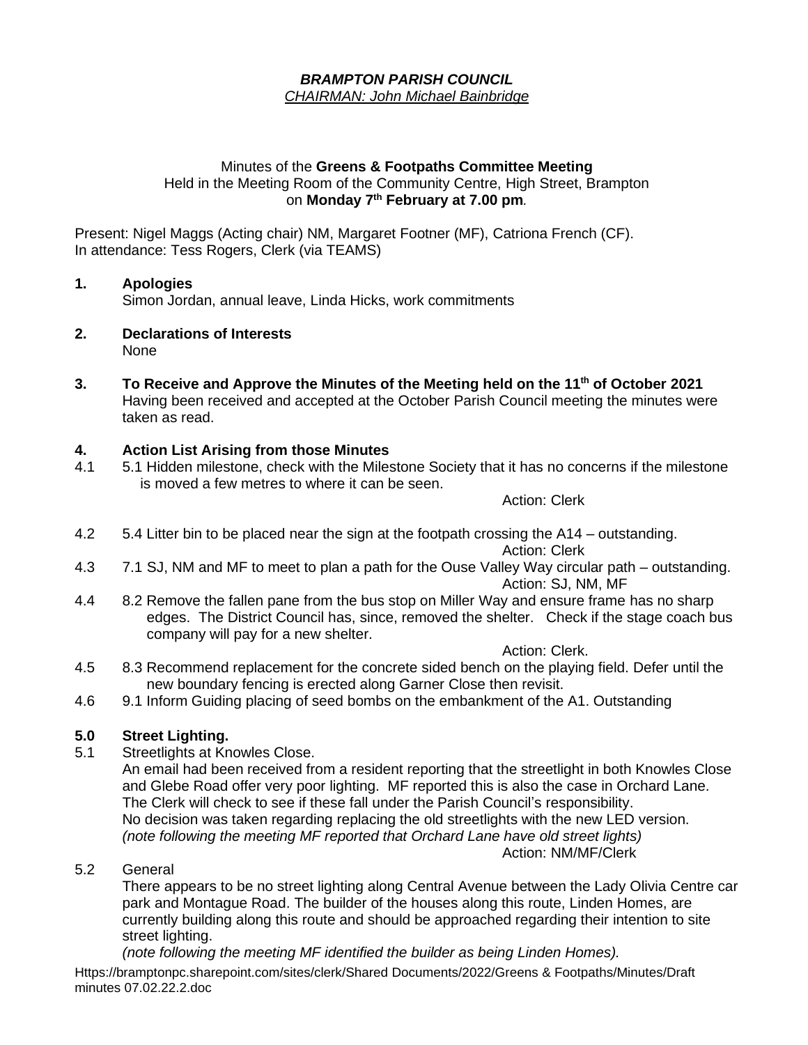***BRAMPTON PARISH COUNCIL***
*CHAIRMAN: John Michael Bainbridge*

Minutes of the **Greens & Footpaths Committee Meeting**
Held in the Meeting Room of the Community Centre, High Street, Brampton
on **Monday 7th February at 7.00 pm**.

Present: Nigel Maggs (Acting chair) NM, Margaret Footner (MF), Catriona French (CF).
In attendance: Tess Rogers, Clerk (via TEAMS)

**1. Apologies**
Simon Jordan, annual leave, Linda Hicks, work commitments

**2. Declarations of Interests**
None

**3. To Receive and Approve the Minutes of the Meeting held on the 11th of October 2021**
Having been received and accepted at the October Parish Council meeting the minutes were taken as read.

**4. Action List Arising from those Minutes**

4.1 5.1 Hidden milestone, check with the Milestone Society that it has no concerns if the milestone is moved a few metres to where it can be seen.
Action: Clerk

4.2 5.4 Litter bin to be placed near the sign at the footpath crossing the A14 – outstanding.
Action: Clerk

4.3 7.1 SJ, NM and MF to meet to plan a path for the Ouse Valley Way circular path – outstanding.
Action: SJ, NM, MF

4.4 8.2 Remove the fallen pane from the bus stop on Miller Way and ensure frame has no sharp edges. The District Council has, since, removed the shelter. Check if the stage coach bus company will pay for a new shelter.
Action: Clerk.

4.5 8.3 Recommend replacement for the concrete sided bench on the playing field. Defer until the new boundary fencing is erected along Garner Close then revisit.

4.6 9.1 Inform Guiding placing of seed bombs on the embankment of the A1. Outstanding

**5.0 Street Lighting.**

5.1 Streetlights at Knowles Close.
An email had been received from a resident reporting that the streetlight in both Knowles Close and Glebe Road offer very poor lighting. MF reported this is also the case in Orchard Lane. The Clerk will check to see if these fall under the Parish Council's responsibility.
No decision was taken regarding replacing the old streetlights with the new LED version.
*(note following the meeting MF reported that Orchard Lane have old street lights)*
Action: NM/MF/Clerk

5.2 General
There appears to be no street lighting along Central Avenue between the Lady Olivia Centre car park and Montague Road. The builder of the houses along this route, Linden Homes, are currently building along this route and should be approached regarding their intention to site street lighting.
*(note following the meeting MF identified the builder as being Linden Homes).*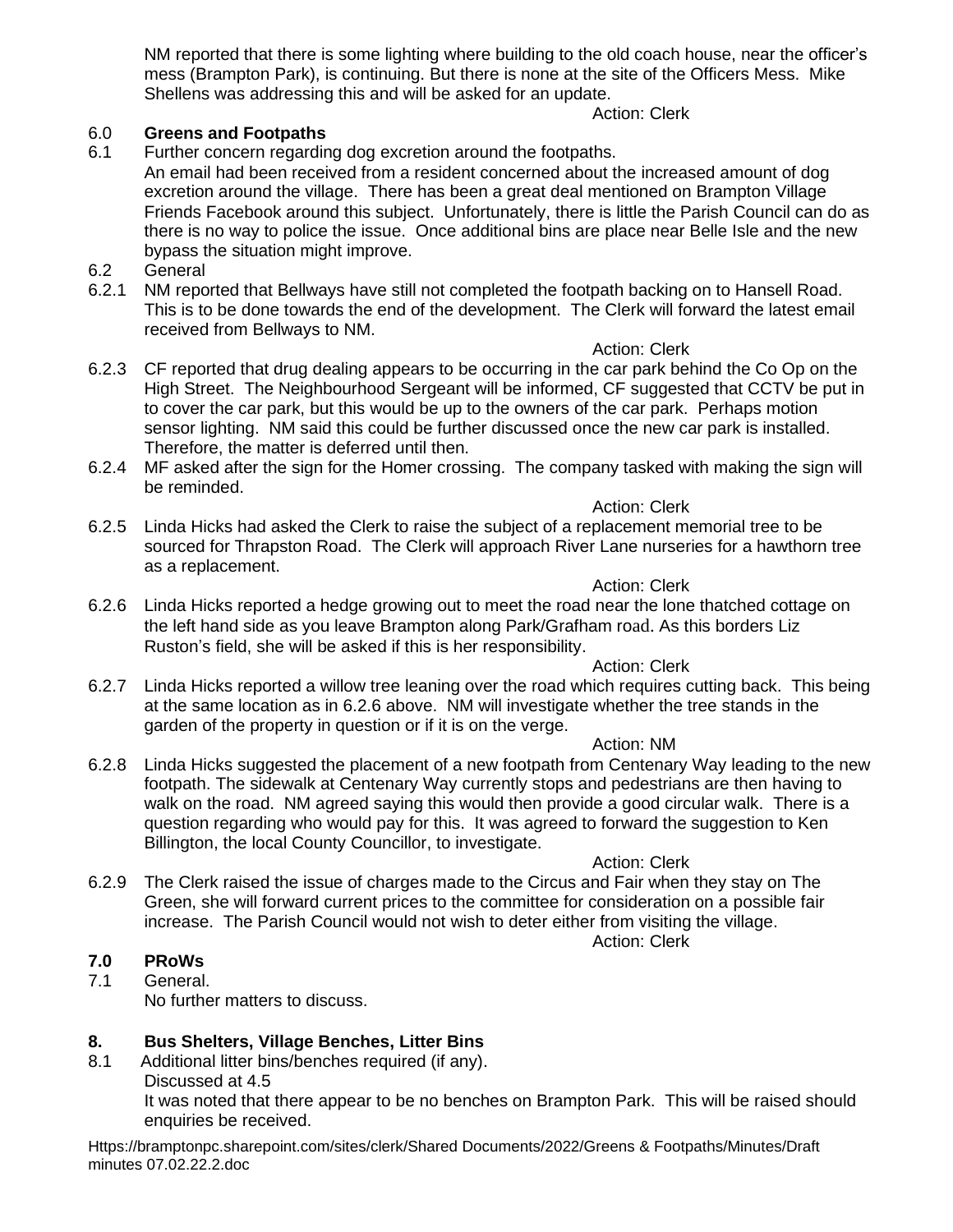NM reported that there is some lighting where building to the old coach house, near the officer's mess (Brampton Park), is continuing. But there is none at the site of the Officers Mess. Mike Shellens was addressing this and will be asked for an update.

Action: Clerk

## 6.0 Greens and Footpaths

6.1 Further concern regarding dog excretion around the footpaths.

An email had been received from a resident concerned about the increased amount of dog excretion around the village. There has been a great deal mentioned on Brampton Village Friends Facebook around this subject. Unfortunately, there is little the Parish Council can do as there is no way to police the issue. Once additional bins are place near Belle Isle and the new bypass the situation might improve.

6.2 General

6.2.1 NM reported that Bellways have still not completed the footpath backing on to Hansell Road. This is to be done towards the end of the development. The Clerk will forward the latest email received from Bellways to NM.

Action: Clerk

6.2.3 CF reported that drug dealing appears to be occurring in the car park behind the Co Op on the High Street. The Neighbourhood Sergeant will be informed, CF suggested that CCTV be put in to cover the car park, but this would be up to the owners of the car park. Perhaps motion sensor lighting. NM said this could be further discussed once the new car park is installed. Therefore, the matter is deferred until then.

6.2.4 MF asked after the sign for the Homer crossing. The company tasked with making the sign will be reminded.

Action: Clerk

6.2.5 Linda Hicks had asked the Clerk to raise the subject of a replacement memorial tree to be sourced for Thrapston Road. The Clerk will approach River Lane nurseries for a hawthorn tree as a replacement.

Action: Clerk

6.2.6 Linda Hicks reported a hedge growing out to meet the road near the lone thatched cottage on the left hand side as you leave Brampton along Park/Grafham road. As this borders Liz Ruston's field, she will be asked if this is her responsibility.

Action: Clerk

6.2.7 Linda Hicks reported a willow tree leaning over the road which requires cutting back. This being at the same location as in 6.2.6 above. NM will investigate whether the tree stands in the garden of the property in question or if it is on the verge.

Action: NM

6.2.8 Linda Hicks suggested the placement of a new footpath from Centenary Way leading to the new footpath. The sidewalk at Centenary Way currently stops and pedestrians are then having to walk on the road. NM agreed saying this would then provide a good circular walk. There is a question regarding who would pay for this. It was agreed to forward the suggestion to Ken Billington, the local County Councillor, to investigate.

Action: Clerk

6.2.9 The Clerk raised the issue of charges made to the Circus and Fair when they stay on The Green, she will forward current prices to the committee for consideration on a possible fair increase. The Parish Council would not wish to deter either from visiting the village.

Action: Clerk

## 7.0 PRoWs

7.1 General.

No further matters to discuss.

## 8. Bus Shelters, Village Benches, Litter Bins

8.1 Additional litter bins/benches required (if any).

Discussed at 4.5

It was noted that there appear to be no benches on Brampton Park. This will be raised should enquiries be received.

Https://bramptonpc.sharepoint.com/sites/clerk/Shared Documents/2022/Greens & Footpaths/Minutes/Draft minutes 07.02.22.2.doc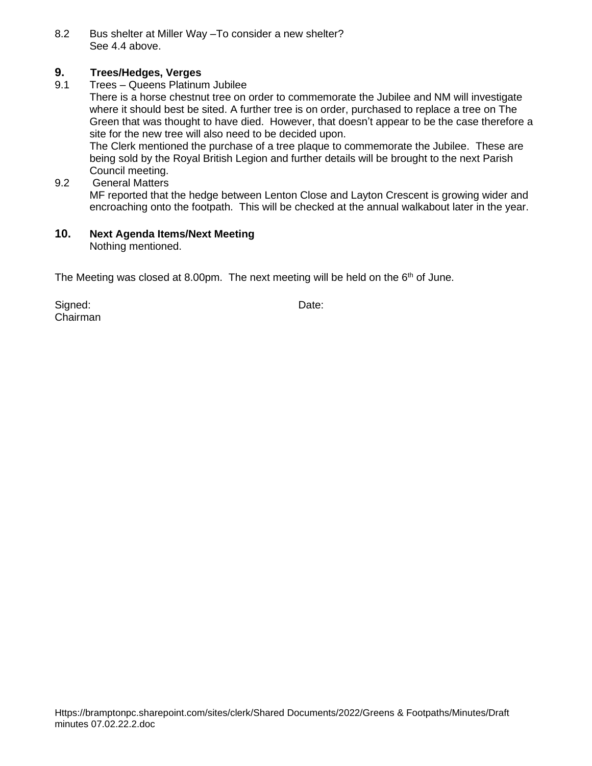8.2 Bus shelter at Miller Way –To consider a new shelter?
See 4.4 above.

## 9. Trees/Hedges, Verges

9.1 Trees – Queens Platinum Jubilee

There is a horse chestnut tree on order to commemorate the Jubilee and NM will investigate where it should best be sited. A further tree is on order, purchased to replace a tree on The Green that was thought to have died. However, that doesn't appear to be the case therefore a site for the new tree will also need to be decided upon.

The Clerk mentioned the purchase of a tree plaque to commemorate the Jubilee. These are being sold by the Royal British Legion and further details will be brought to the next Parish Council meeting.

9.2 General Matters

MF reported that the hedge between Lenton Close and Layton Crescent is growing wider and encroaching onto the footpath. This will be checked at the annual walkabout later in the year.

## 10. Next Agenda Items/Next Meeting

Nothing mentioned.

The Meeting was closed at 8.00pm. The next meeting will be held on the 6th of June.

Signed: Date:
Chairman

Https://bramptonpc.sharepoint.com/sites/clerk/Shared Documents/2022/Greens & Footpaths/Minutes/Draft minutes 07.02.22.2.doc